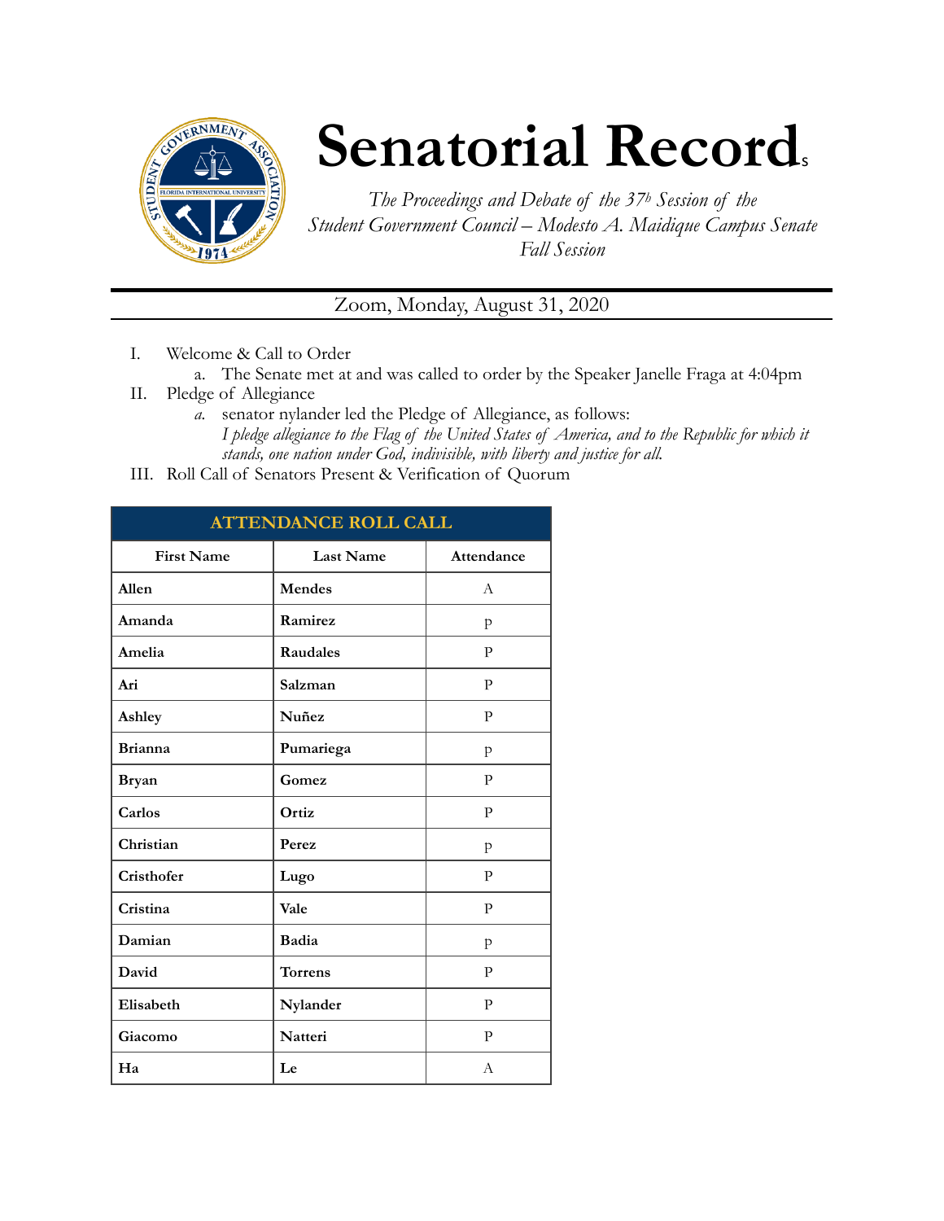# Senatorial Records

*The Proceedings and Debate of the 37th Session of the Student Government Council – Modesto A. Maidique Campus Senate Fall Session*

Zoom, Monday, August 31, 2020

I. Welcome & Call to Order
   a. The Senate met at and was called to order by the Speaker Janelle Fraga at 4:04pm
II. Pledge of Allegiance
   *a.* senator nylander led the Pledge of Allegiance, as follows:
   *I pledge allegiance to the Flag of the United States of America, and to the Republic for which it stands, one nation under God, indivisible, with liberty and justice for all.*
III. Roll Call of Senators Present & Verification of Quorum

| ATTENDANCE ROLL CALL | | |
|---|---|---|
| **First Name** | **Last Name** | **Attendance** |
| **Allen** | **Mendes** | A |
| **Amanda** | **Ramirez** | p |
| **Amelia** | **Raudales** | P |
| **Ari** | **Salzman** | P |
| **Ashley** | **Nuñez** | P |
| **Brianna** | **Pumariega** | p |
| **Bryan** | **Gomez** | P |
| **Carlos** | **Ortiz** | P |
| **Christian** | **Perez** | p |
| **Cristhofer** | **Lugo** | P |
| **Cristina** | **Vale** | P |
| **Damian** | **Badia** | p |
| **David** | **Torrens** | P |
| **Elisabeth** | **Nylander** | P |
| **Giacomo** | **Natteri** | P |
| **Ha** | **Le** | A |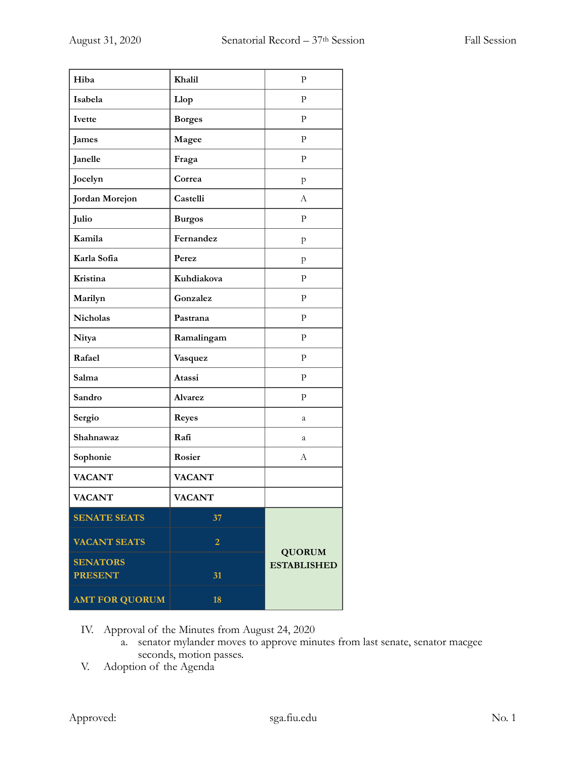| Hiba | Khalil | P |
|---|---|---|
| Isabela | Llop | P |
| Ivette | Borges | P |
| James | Magee | P |
| Janelle | Fraga | P |
| Jocelyn | Correa | p |
| Jordan Morejon | Castelli | A |
| Julio | Burgos | P |
| Kamila | Fernandez | p |
| Karla Sofia | Perez | p |
| Kristina | Kuhdiakova | P |
| Marilyn | Gonzalez | P |
| Nicholas | Pastrana | P |
| Nitya | Ramalingam | P |
| Rafael | Vasquez | P |
| Salma | Atassi | P |
| Sandro | Alvarez | P |
| Sergio | Reyes | a |
| Shahnawaz | Rafi | a |
| Sophonie | Rosier | A |
| VACANT | VACANT | |
| VACANT | VACANT | |
| **SENATE SEATS** | **37** | **QUORUM ESTABLISHED** |
| **VACANT SEATS** | **2** | |
| **SENATORS PRESENT** | **31** | |
| **AMT FOR QUORUM** | **18** | |

IV. Approval of the Minutes from August 24, 2020
  a. senator mylander moves to approve minutes from last senate, senator macgee seconds, motion passes.

V. Adoption of the Agenda

Approved: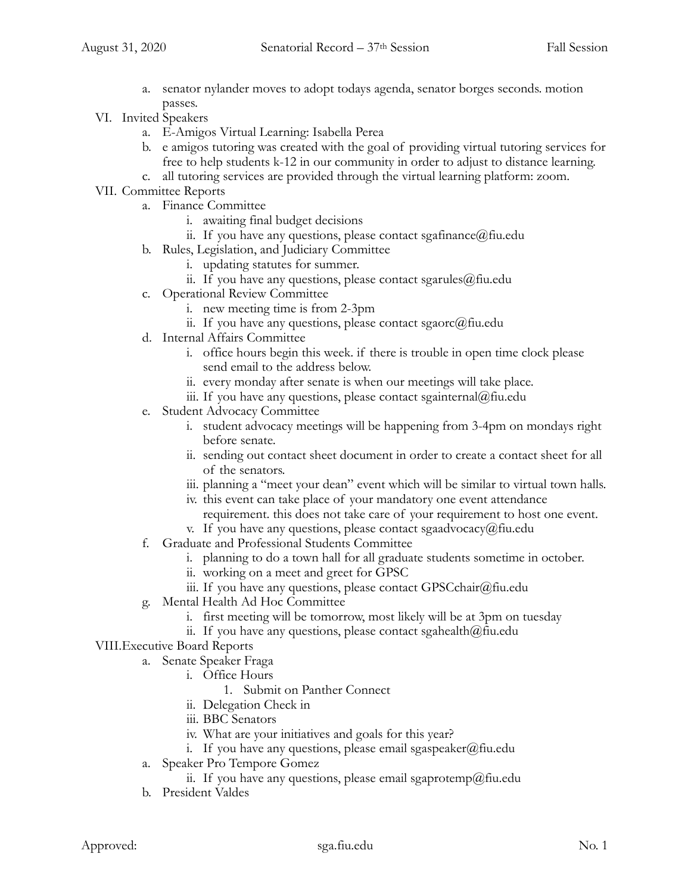a. senator nylander moves to adopt todays agenda, senator borges seconds. motion passes.

VI. Invited Speakers
    a. E-Amigos Virtual Learning: Isabella Perea
    b. e amigos tutoring was created with the goal of providing virtual tutoring services for free to help students k-12 in our community in order to adjust to distance learning.
    c. all tutoring services are provided through the virtual learning platform: zoom.

VII. Committee Reports
    a. Finance Committee
        i. awaiting final budget decisions
        ii. If you have any questions, please contact sgafinance@fiu.edu
    b. Rules, Legislation, and Judiciary Committee
        i. updating statutes for summer.
        ii. If you have any questions, please contact sgarules@fiu.edu
    c. Operational Review Committee
        i. new meeting time is from 2-3pm
        ii. If you have any questions, please contact sgaorc@fiu.edu
    d. Internal Affairs Committee
        i. office hours begin this week. if there is trouble in open time clock please send email to the address below.
        ii. every monday after senate is when our meetings will take place.
        iii. If you have any questions, please contact sgainternal@fiu.edu
    e. Student Advocacy Committee
        i. student advocacy meetings will be happening from 3-4pm on mondays right before senate.
        ii. sending out contact sheet document in order to create a contact sheet for all of the senators.
        iii. planning a "meet your dean" event which will be similar to virtual town halls.
        iv. this event can take place of your mandatory one event attendance requirement. this does not take care of your requirement to host one event.
        v. If you have any questions, please contact sgaadvocacy@fiu.edu
    f. Graduate and Professional Students Committee
        i. planning to do a town hall for all graduate students sometime in october.
        ii. working on a meet and greet for GPSC
        iii. If you have any questions, please contact GPSCchair@fiu.edu
    g. Mental Health Ad Hoc Committee
        i. first meeting will be tomorrow, most likely will be at 3pm on tuesday
        ii. If you have any questions, please contact sgahealth@fiu.edu

VIII. Executive Board Reports
    a. Senate Speaker Fraga
        i. Office Hours
            1. Submit on Panther Connect
        ii. Delegation Check in
        iii. BBC Senators
        iv. What are your initiatives and goals for this year?
        i. If you have any questions, please email sgaspeaker@fiu.edu
    a. Speaker Pro Tempore Gomez
        ii. If you have any questions, please email sgaprotemp@fiu.edu
    b. President Valdes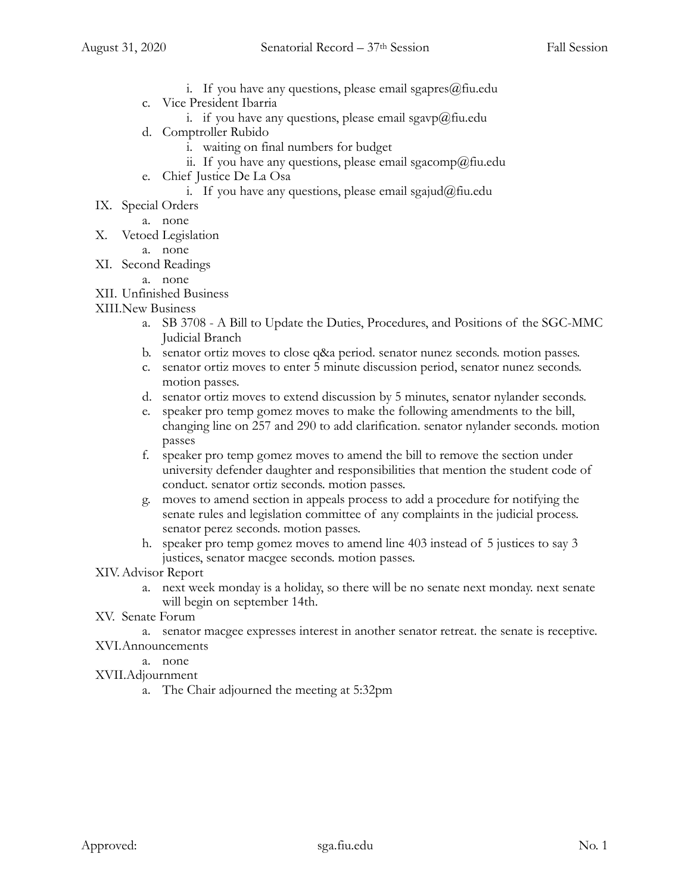i. If you have any questions, please email sgapres@fiu.edu

   c. Vice President Ibarria
        i. if you have any questions, please email sgavp@fiu.edu
   d. Comptroller Rubido
        i. waiting on final numbers for budget
        ii. If you have any questions, please email sgacomp@fiu.edu
   e. Chief Justice De La Osa
        i. If you have any questions, please email sgajud@fiu.edu

IX. Special Orders
   a. none

X. Vetoed Legislation
   a. none

XI. Second Readings
   a. none

XII. Unfinished Business

XIII. New Business
   a. SB 3708 - A Bill to Update the Duties, Procedures, and Positions of the SGC-MMC Judicial Branch
   b. senator ortiz moves to close q&a period. senator nunez seconds. motion passes.
   c. senator ortiz moves to enter 5 minute discussion period, senator nunez seconds. motion passes.
   d. senator ortiz moves to extend discussion by 5 minutes, senator nylander seconds.
   e. speaker pro temp gomez moves to make the following amendments to the bill, changing line on 257 and 290 to add clarification. senator nylander seconds. motion passes
   f. speaker pro temp gomez moves to amend the bill to remove the section under university defender daughter and responsibilities that mention the student code of conduct. senator ortiz seconds. motion passes.
   g. moves to amend section in appeals process to add a procedure for notifying the senate rules and legislation committee of any complaints in the judicial process. senator perez seconds. motion passes.
   h. speaker pro temp gomez moves to amend line 403 instead of 5 justices to say 3 justices, senator macgee seconds. motion passes.

XIV. Advisor Report
   a. next week monday is a holiday, so there will be no senate next monday. next senate will begin on september 14th.

XV. Senate Forum
   a. senator macgee expresses interest in another senator retreat. the senate is receptive.

XVI. Announcements
   a. none

XVII. Adjournment
   a. The Chair adjourned the meeting at 5:32pm